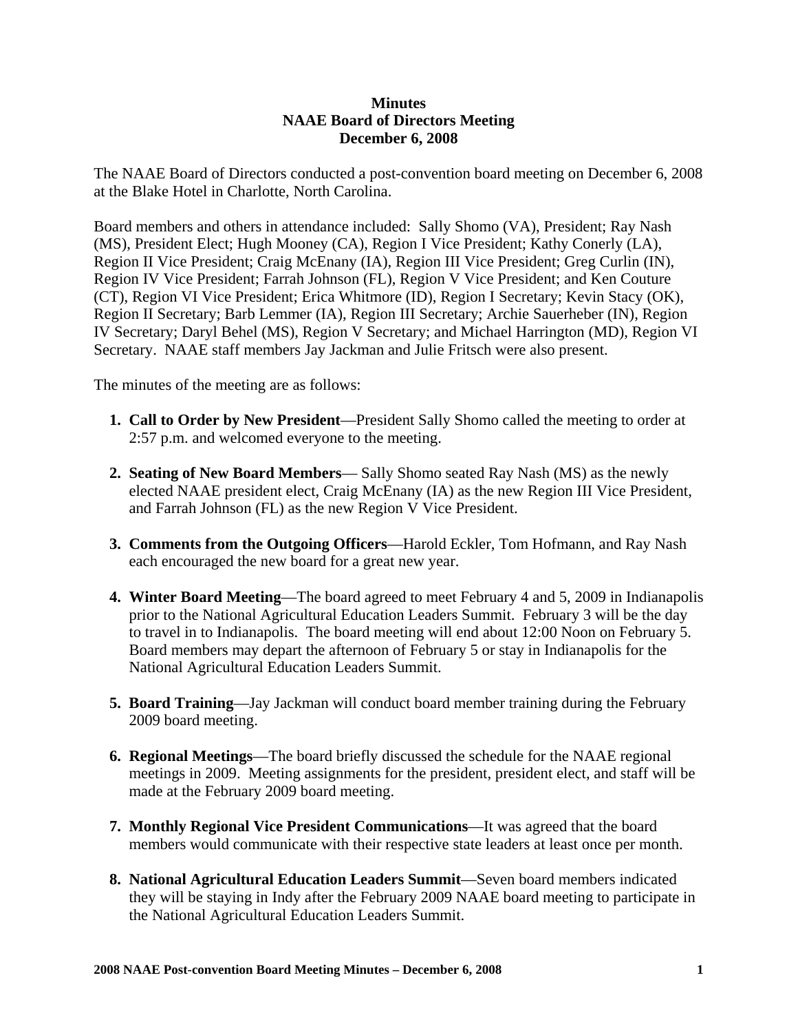**Minutes**
**NAAE Board of Directors Meeting**
**December 6, 2008**

The NAAE Board of Directors conducted a post-convention board meeting on December 6, 2008 at the Blake Hotel in Charlotte, North Carolina.

Board members and others in attendance included: Sally Shomo (VA), President; Ray Nash (MS), President Elect; Hugh Mooney (CA), Region I Vice President; Kathy Conerly (LA), Region II Vice President; Craig McEnany (IA), Region III Vice President; Greg Curlin (IN), Region IV Vice President; Farrah Johnson (FL), Region V Vice President; and Ken Couture (CT), Region VI Vice President; Erica Whitmore (ID), Region I Secretary; Kevin Stacy (OK), Region II Secretary; Barb Lemmer (IA), Region III Secretary; Archie Sauerheber (IN), Region IV Secretary; Daryl Behel (MS), Region V Secretary; and Michael Harrington (MD), Region VI Secretary. NAAE staff members Jay Jackman and Julie Fritsch were also present.

The minutes of the meeting are as follows:

1. **Call to Order by New President**—President Sally Shomo called the meeting to order at 2:57 p.m. and welcomed everyone to the meeting.

2. **Seating of New Board Members**— Sally Shomo seated Ray Nash (MS) as the newly elected NAAE president elect, Craig McEnany (IA) as the new Region III Vice President, and Farrah Johnson (FL) as the new Region V Vice President.

3. **Comments from the Outgoing Officers**—Harold Eckler, Tom Hofmann, and Ray Nash each encouraged the new board for a great new year.

4. **Winter Board Meeting**—The board agreed to meet February 4 and 5, 2009 in Indianapolis prior to the National Agricultural Education Leaders Summit. February 3 will be the day to travel in to Indianapolis. The board meeting will end about 12:00 Noon on February 5. Board members may depart the afternoon of February 5 or stay in Indianapolis for the National Agricultural Education Leaders Summit.

5. **Board Training**—Jay Jackman will conduct board member training during the February 2009 board meeting.

6. **Regional Meetings**—The board briefly discussed the schedule for the NAAE regional meetings in 2009. Meeting assignments for the president, president elect, and staff will be made at the February 2009 board meeting.

7. **Monthly Regional Vice President Communications**—It was agreed that the board members would communicate with their respective state leaders at least once per month.

8. **National Agricultural Education Leaders Summit**—Seven board members indicated they will be staying in Indy after the February 2009 NAAE board meeting to participate in the National Agricultural Education Leaders Summit.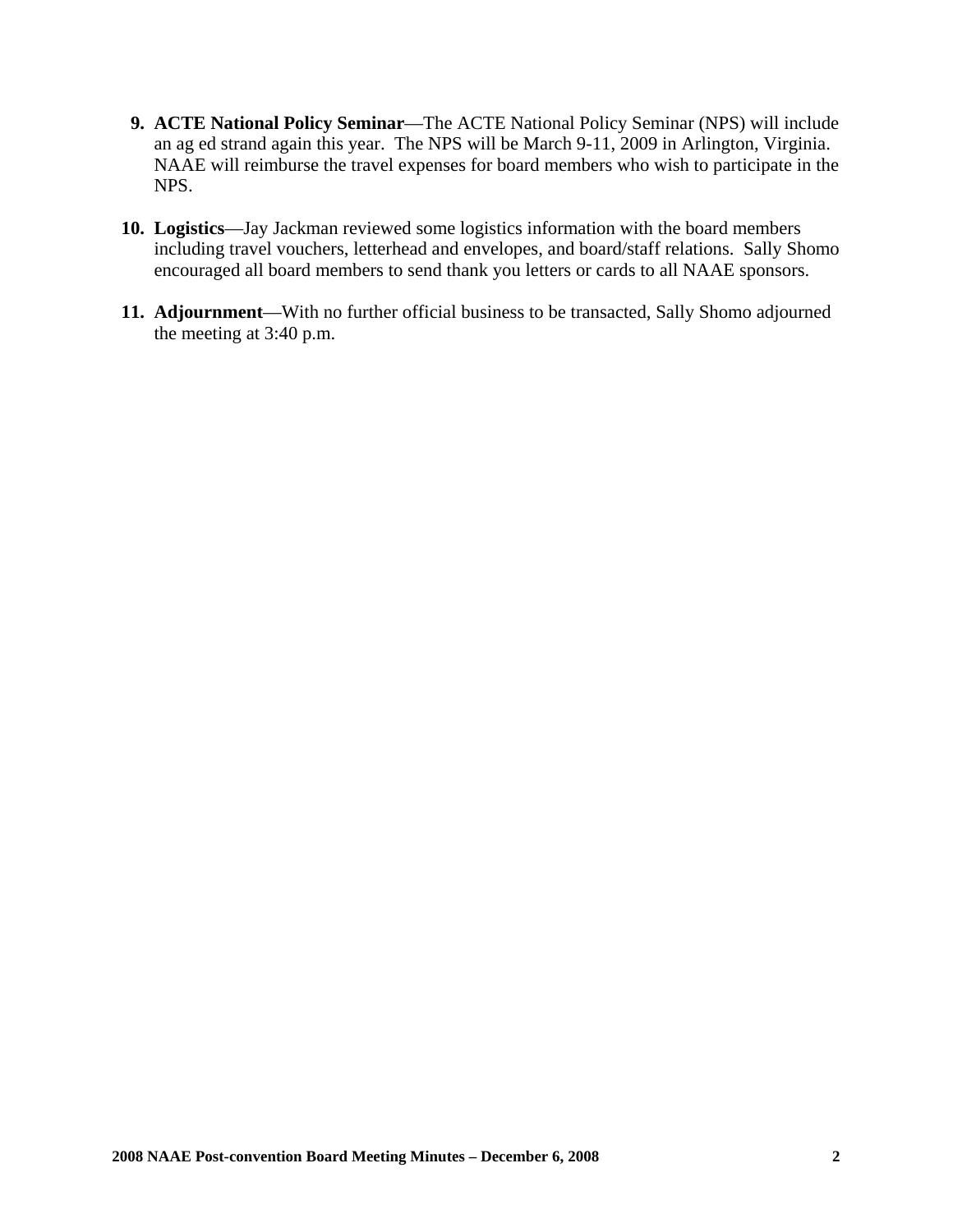9. **ACTE National Policy Seminar**—The ACTE National Policy Seminar (NPS) will include an ag ed strand again this year. The NPS will be March 9-11, 2009 in Arlington, Virginia. NAAE will reimburse the travel expenses for board members who wish to participate in the NPS.

10. **Logistics**—Jay Jackman reviewed some logistics information with the board members including travel vouchers, letterhead and envelopes, and board/staff relations. Sally Shomo encouraged all board members to send thank you letters or cards to all NAAE sponsors.

11. **Adjournment**—With no further official business to be transacted, Sally Shomo adjourned the meeting at 3:40 p.m.